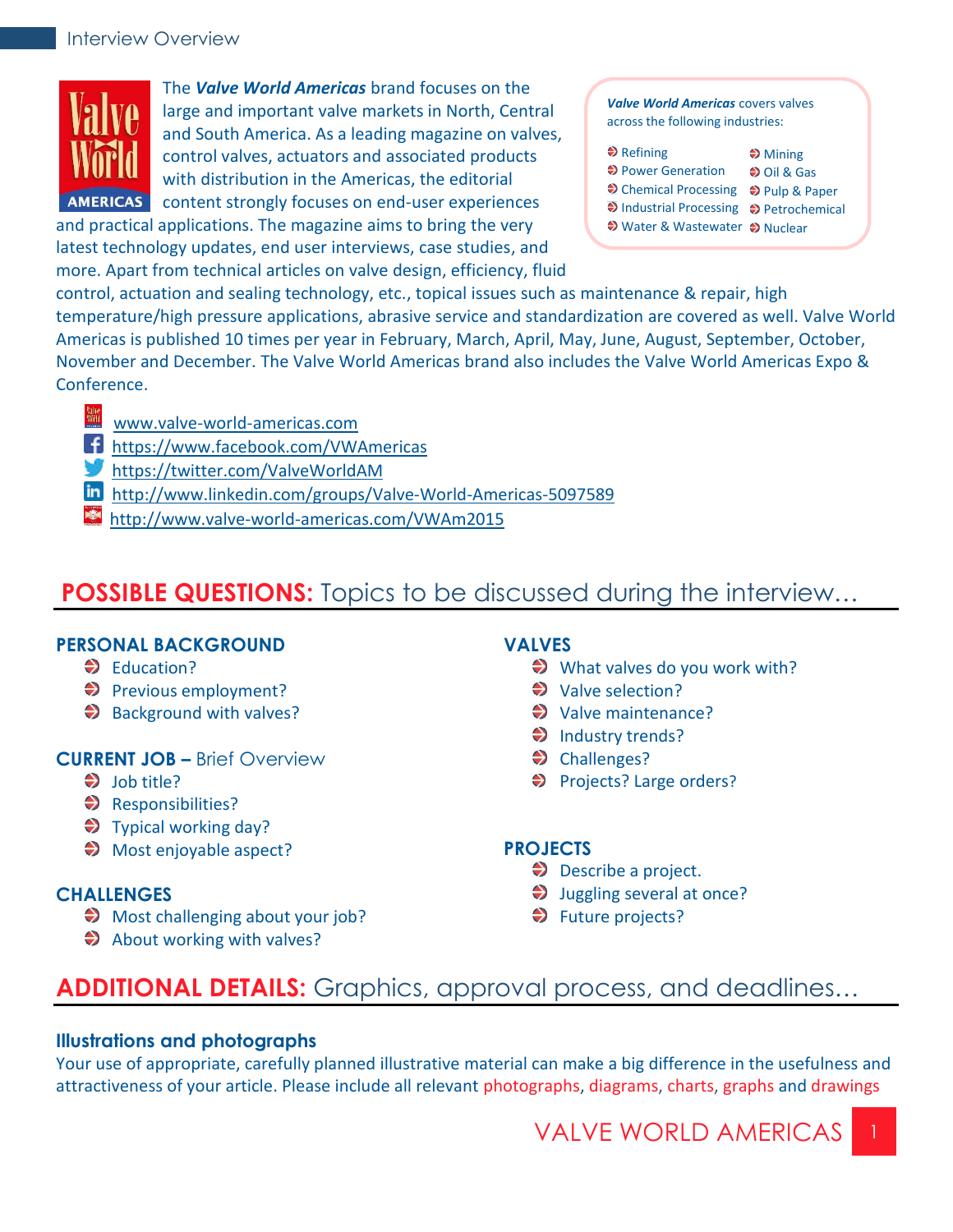Interview Overview

The ***Valve World Americas*** brand focuses on the large and important valve markets in North, Central and South America. As a leading magazine on valves, control valves, actuators and associated products with distribution in the Americas, the editorial content strongly focuses on end-user experiences and practical applications. The magazine aims to bring the very latest technology updates, end user interviews, case studies, and more. Apart from technical articles on valve design, efficiency, fluid control, actuation and sealing technology, etc., topical issues such as maintenance & repair, high temperature/high pressure applications, abrasive service and standardization are covered as well. Valve World Americas is published 10 times per year in February, March, April, May, June, August, September, October, November and December. The Valve World Americas brand also includes the Valve World Americas Expo & Conference.

***Valve World Americas*** covers valves across the following industries:

- Refining
- Power Generation
- Chemical Processing
- Industrial Processing
- Water & Wastewater
- Mining
- Oil & Gas
- Pulp & Paper
- Petrochemical
- Nuclear

- www.valve-world-americas.com
- https://www.facebook.com/VWAmericas
- https://twitter.com/ValveWorldAM
- http://www.linkedin.com/groups/Valve-World-Americas-5097589
- http://www.valve-world-americas.com/VWAm2015

## POSSIBLE QUESTIONS: Topics to be discussed during the interview…

### PERSONAL BACKGROUND
- Education?
- Previous employment?
- Background with valves?

### CURRENT JOB – Brief Overview
- Job title?
- Responsibilities?
- Typical working day?
- Most enjoyable aspect?

### CHALLENGES
- Most challenging about your job?
- About working with valves?

### VALVES
- What valves do you work with?
- Valve selection?
- Valve maintenance?
- Industry trends?
- Challenges?
- Projects? Large orders?

### PROJECTS
- Describe a project.
- Juggling several at once?
- Future projects?

## ADDITIONAL DETAILS: Graphics, approval process, and deadlines…

### Illustrations and photographs
Your use of appropriate, carefully planned illustrative material can make a big difference in the usefulness and attractiveness of your article. Please include all relevant photographs, diagrams, charts, graphs and drawings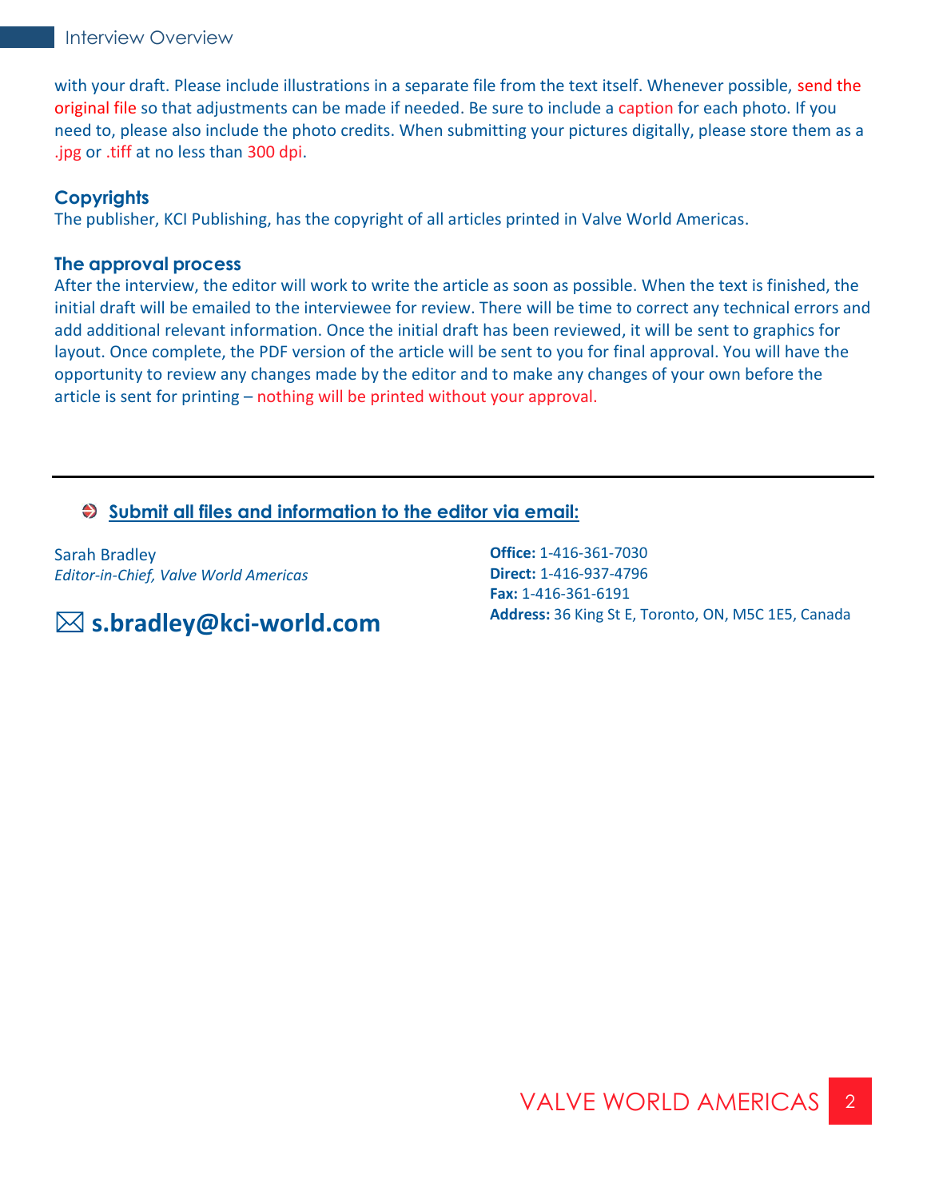with your draft. Please include illustrations in a separate file from the text itself. Whenever possible, send the original file so that adjustments can be made if needed. Be sure to include a caption for each photo. If you need to, please also include the photo credits. When submitting your pictures digitally, please store them as a .jpg or .tiff at no less than 300 dpi.

## Copyrights

The publisher, KCI Publishing, has the copyright of all articles printed in Valve World Americas.

## The approval process

After the interview, the editor will work to write the article as soon as possible. When the text is finished, the initial draft will be emailed to the interviewee for review. There will be time to correct any technical errors and add additional relevant information. Once the initial draft has been reviewed, it will be sent to graphics for layout. Once complete, the PDF version of the article will be sent to you for final approval. You will have the opportunity to review any changes made by the editor and to make any changes of your own before the article is sent for printing – nothing will be printed without your approval.

---

**Submit all files and information to the editor via email:**

Sarah Bradley
*Editor-in-Chief, Valve World Americas*

**s.bradley@kci-world.com**

**Office:** 1-416-361-7030
**Direct:** 1-416-937-4796
**Fax:** 1-416-361-6191
**Address:** 36 King St E, Toronto, ON, M5C 1E5, Canada